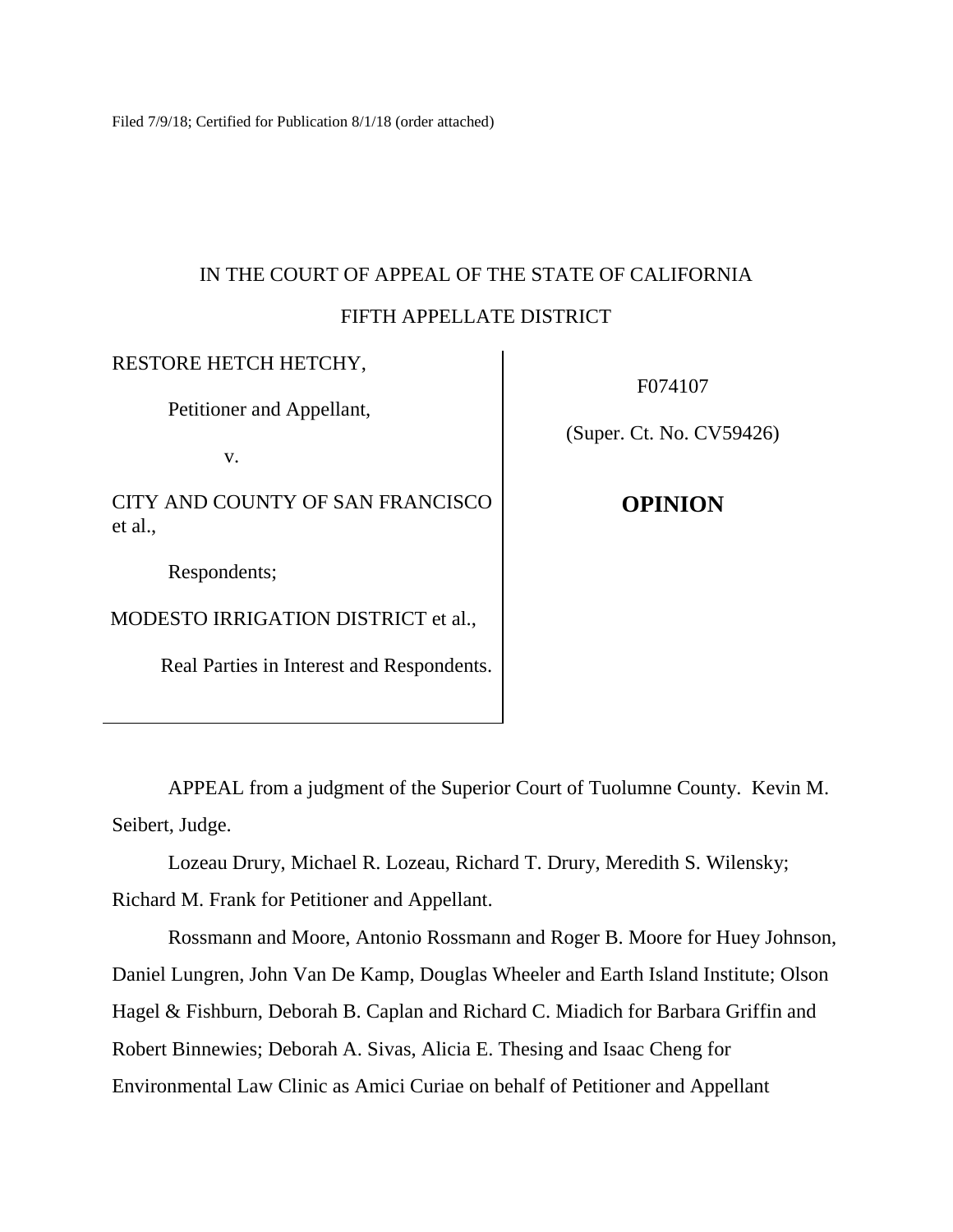Filed 7/9/18; Certified for Publication 8/1/18 (order attached)

IN THE COURT OF APPEAL OF THE STATE OF CALIFORNIA

FIFTH APPELLATE DISTRICT

RESTORE HETCH HETCHY,

Petitioner and Appellant,

v.

CITY AND COUNTY OF SAN FRANCISCO et al.,

Respondents;

MODESTO IRRIGATION DISTRICT et al.,

Real Parties in Interest and Respondents.

F074107

(Super. Ct. No. CV59426)

**OPINION**

APPEAL from a judgment of the Superior Court of Tuolumne County. Kevin M. Seibert, Judge.

Lozeau Drury, Michael R. Lozeau, Richard T. Drury, Meredith S. Wilensky; Richard M. Frank for Petitioner and Appellant.

Rossmann and Moore, Antonio Rossmann and Roger B. Moore for Huey Johnson, Daniel Lungren, John Van De Kamp, Douglas Wheeler and Earth Island Institute; Olson Hagel & Fishburn, Deborah B. Caplan and Richard C. Miadich for Barbara Griffin and Robert Binnewies; Deborah A. Sivas, Alicia E. Thesing and Isaac Cheng for Environmental Law Clinic as Amici Curiae on behalf of Petitioner and Appellant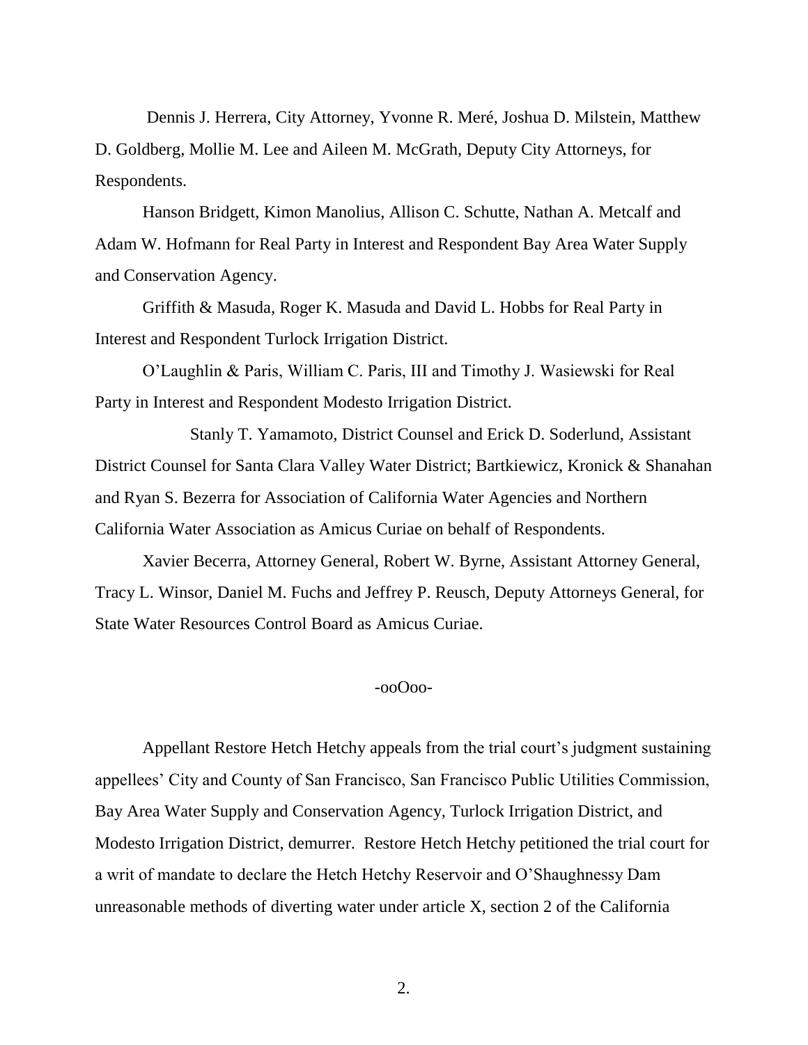Dennis J. Herrera, City Attorney, Yvonne R. Meré, Joshua D. Milstein, Matthew D. Goldberg, Mollie M. Lee and Aileen M. McGrath, Deputy City Attorneys, for Respondents.

Hanson Bridgett, Kimon Manolius, Allison C. Schutte, Nathan A. Metcalf and Adam W. Hofmann for Real Party in Interest and Respondent Bay Area Water Supply and Conservation Agency.

Griffith & Masuda, Roger K. Masuda and David L. Hobbs for Real Party in Interest and Respondent Turlock Irrigation District.

O'Laughlin & Paris, William C. Paris, III and Timothy J. Wasiewski for Real Party in Interest and Respondent Modesto Irrigation District.

Stanly T. Yamamoto, District Counsel and Erick D. Soderlund, Assistant District Counsel for Santa Clara Valley Water District; Bartkiewicz, Kronick & Shanahan and Ryan S. Bezerra for Association of California Water Agencies and Northern California Water Association as Amicus Curiae on behalf of Respondents.

Xavier Becerra, Attorney General, Robert W. Byrne, Assistant Attorney General, Tracy L. Winsor, Daniel M. Fuchs and Jeffrey P. Reusch, Deputy Attorneys General, for State Water Resources Control Board as Amicus Curiae.

-ooOoo-

Appellant Restore Hetch Hetchy appeals from the trial court's judgment sustaining appellees' City and County of San Francisco, San Francisco Public Utilities Commission, Bay Area Water Supply and Conservation Agency, Turlock Irrigation District, and Modesto Irrigation District, demurrer. Restore Hetch Hetchy petitioned the trial court for a writ of mandate to declare the Hetch Hetchy Reservoir and O'Shaughnessy Dam unreasonable methods of diverting water under article X, section 2 of the California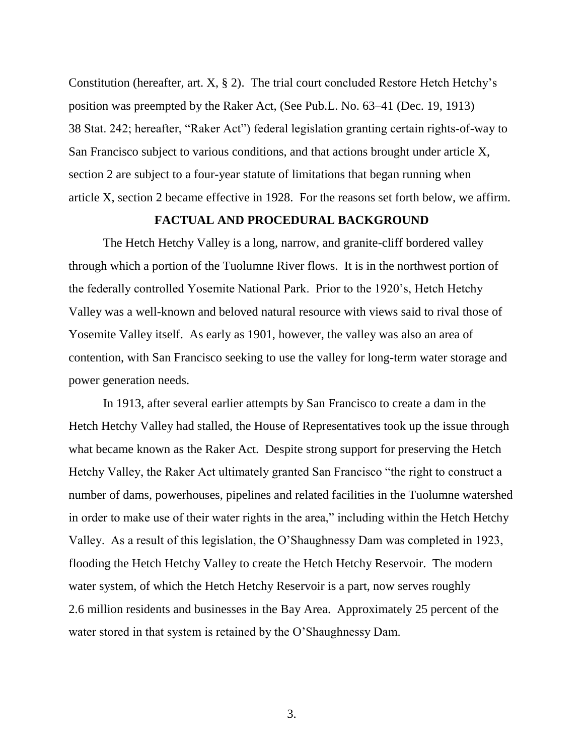Constitution (hereafter, art. X, § 2). The trial court concluded Restore Hetch Hetchy's position was preempted by the Raker Act, (See Pub.L. No. 63–41 (Dec. 19, 1913) 38 Stat. 242; hereafter, "Raker Act") federal legislation granting certain rights-of-way to San Francisco subject to various conditions, and that actions brought under article X, section 2 are subject to a four-year statute of limitations that began running when article X, section 2 became effective in 1928. For the reasons set forth below, we affirm.

## FACTUAL AND PROCEDURAL BACKGROUND

The Hetch Hetchy Valley is a long, narrow, and granite-cliff bordered valley through which a portion of the Tuolumne River flows. It is in the northwest portion of the federally controlled Yosemite National Park. Prior to the 1920's, Hetch Hetchy Valley was a well-known and beloved natural resource with views said to rival those of Yosemite Valley itself. As early as 1901, however, the valley was also an area of contention, with San Francisco seeking to use the valley for long-term water storage and power generation needs.

In 1913, after several earlier attempts by San Francisco to create a dam in the Hetch Hetchy Valley had stalled, the House of Representatives took up the issue through what became known as the Raker Act. Despite strong support for preserving the Hetch Hetchy Valley, the Raker Act ultimately granted San Francisco "the right to construct a number of dams, powerhouses, pipelines and related facilities in the Tuolumne watershed in order to make use of their water rights in the area," including within the Hetch Hetchy Valley. As a result of this legislation, the O'Shaughnessy Dam was completed in 1923, flooding the Hetch Hetchy Valley to create the Hetch Hetchy Reservoir. The modern water system, of which the Hetch Hetchy Reservoir is a part, now serves roughly 2.6 million residents and businesses in the Bay Area. Approximately 25 percent of the water stored in that system is retained by the O'Shaughnessy Dam.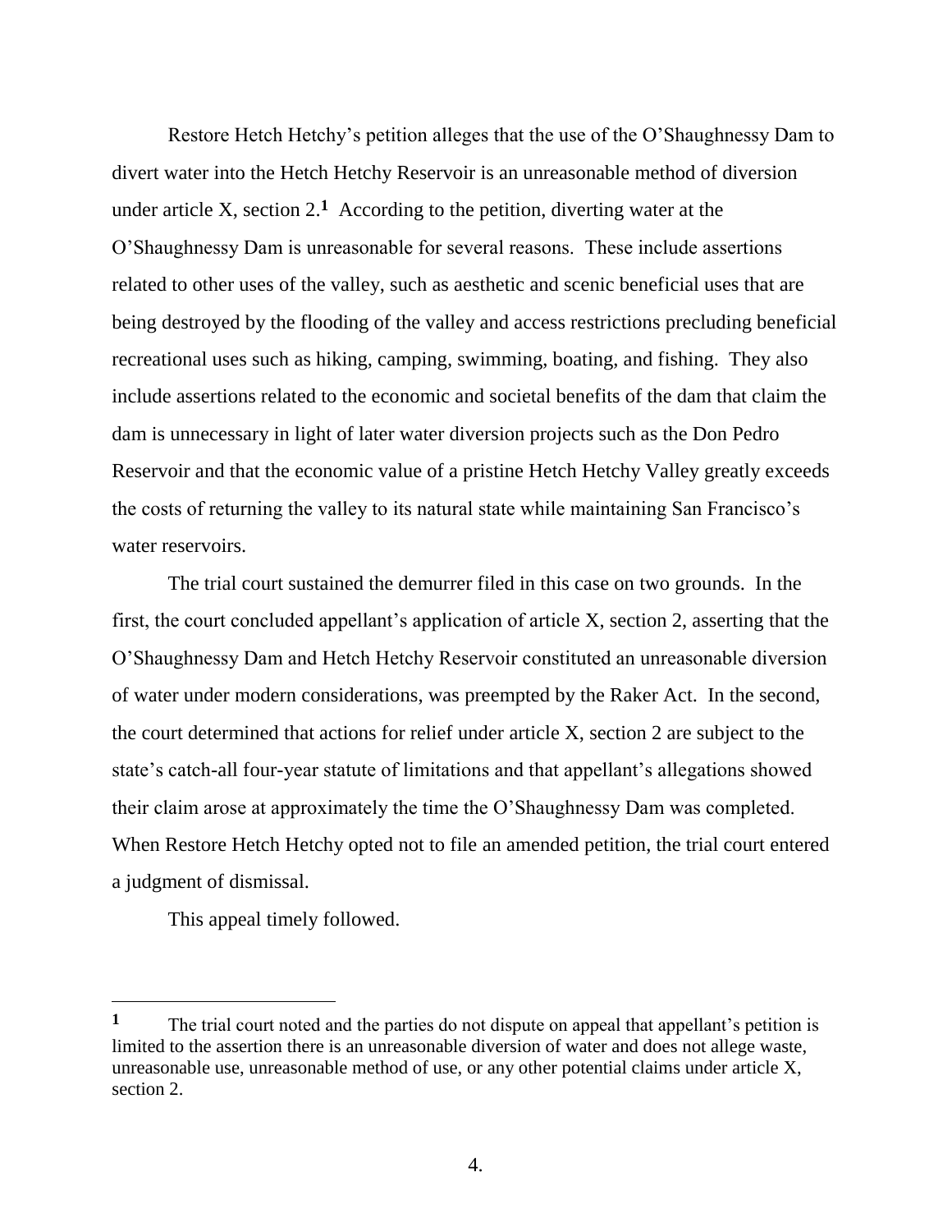Restore Hetch Hetchy's petition alleges that the use of the O'Shaughnessy Dam to divert water into the Hetch Hetchy Reservoir is an unreasonable method of diversion under article X, section 2.[1] According to the petition, diverting water at the O'Shaughnessy Dam is unreasonable for several reasons. These include assertions related to other uses of the valley, such as aesthetic and scenic beneficial uses that are being destroyed by the flooding of the valley and access restrictions precluding beneficial recreational uses such as hiking, camping, swimming, boating, and fishing. They also include assertions related to the economic and societal benefits of the dam that claim the dam is unnecessary in light of later water diversion projects such as the Don Pedro Reservoir and that the economic value of a pristine Hetch Hetchy Valley greatly exceeds the costs of returning the valley to its natural state while maintaining San Francisco's water reservoirs.

The trial court sustained the demurrer filed in this case on two grounds. In the first, the court concluded appellant's application of article X, section 2, asserting that the O'Shaughnessy Dam and Hetch Hetchy Reservoir constituted an unreasonable diversion of water under modern considerations, was preempted by the Raker Act. In the second, the court determined that actions for relief under article X, section 2 are subject to the state's catch-all four-year statute of limitations and that appellant's allegations showed their claim arose at approximately the time the O'Shaughnessy Dam was completed. When Restore Hetch Hetchy opted not to file an amended petition, the trial court entered a judgment of dismissal.

This appeal timely followed.

---

[1] The trial court noted and the parties do not dispute on appeal that appellant's petition is limited to the assertion there is an unreasonable diversion of water and does not allege waste, unreasonable use, unreasonable method of use, or any other potential claims under article X, section 2.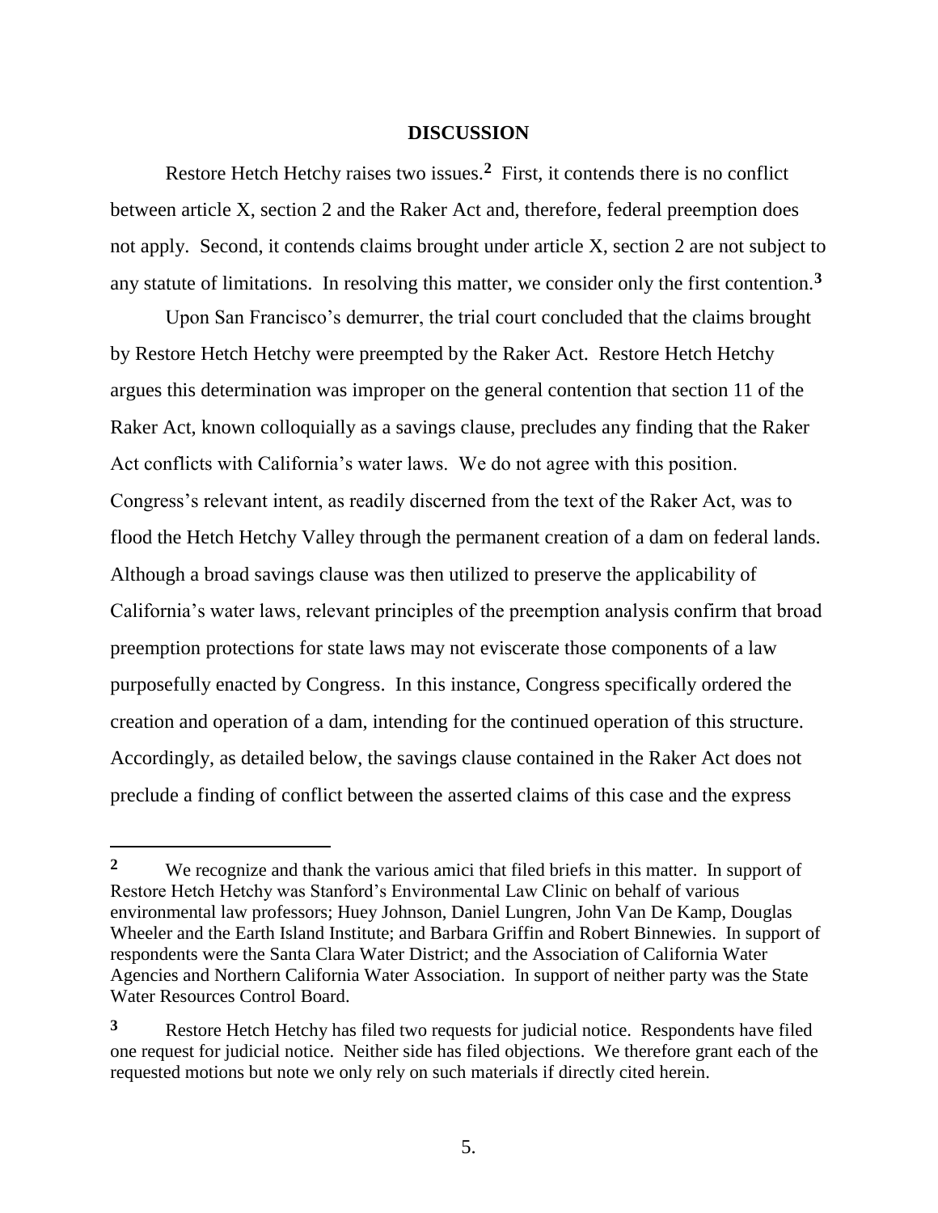## DISCUSSION

Restore Hetch Hetchy raises two issues.[2] First, it contends there is no conflict between article X, section 2 and the Raker Act and, therefore, federal preemption does not apply. Second, it contends claims brought under article X, section 2 are not subject to any statute of limitations. In resolving this matter, we consider only the first contention.[3]

Upon San Francisco's demurrer, the trial court concluded that the claims brought by Restore Hetch Hetchy were preempted by the Raker Act. Restore Hetch Hetchy argues this determination was improper on the general contention that section 11 of the Raker Act, known colloquially as a savings clause, precludes any finding that the Raker Act conflicts with California's water laws. We do not agree with this position. Congress's relevant intent, as readily discerned from the text of the Raker Act, was to flood the Hetch Hetchy Valley through the permanent creation of a dam on federal lands. Although a broad savings clause was then utilized to preserve the applicability of California's water laws, relevant principles of the preemption analysis confirm that broad preemption protections for state laws may not eviscerate those components of a law purposefully enacted by Congress. In this instance, Congress specifically ordered the creation and operation of a dam, intending for the continued operation of this structure. Accordingly, as detailed below, the savings clause contained in the Raker Act does not preclude a finding of conflict between the asserted claims of this case and the express

---

[2] We recognize and thank the various amici that filed briefs in this matter. In support of Restore Hetch Hetchy was Stanford's Environmental Law Clinic on behalf of various environmental law professors; Huey Johnson, Daniel Lungren, John Van De Kamp, Douglas Wheeler and the Earth Island Institute; and Barbara Griffin and Robert Binnewies. In support of respondents were the Santa Clara Water District; and the Association of California Water Agencies and Northern California Water Association. In support of neither party was the State Water Resources Control Board.

[3] Restore Hetch Hetchy has filed two requests for judicial notice. Respondents have filed one request for judicial notice. Neither side has filed objections. We therefore grant each of the requested motions but note we only rely on such materials if directly cited herein.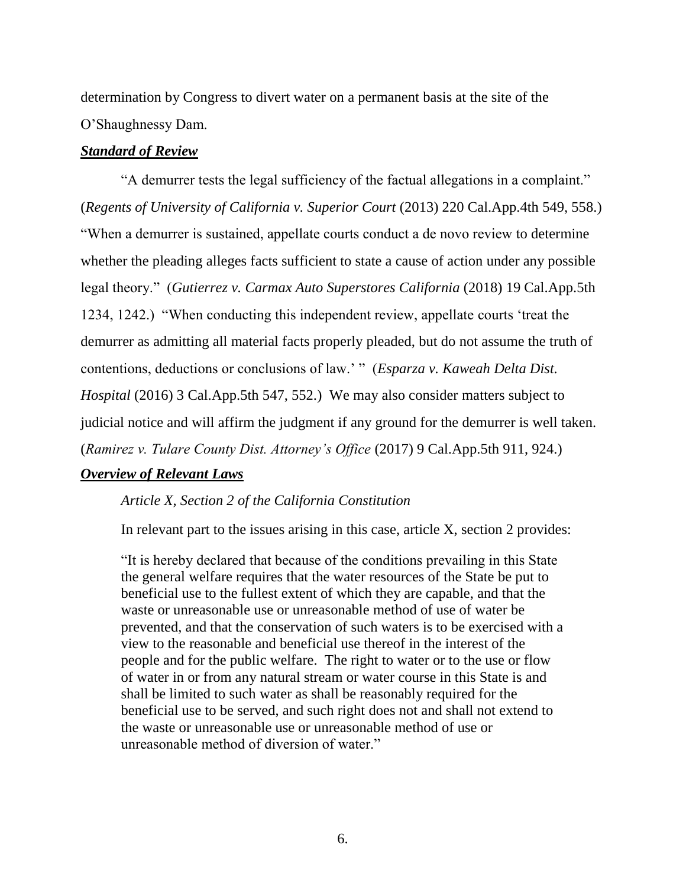determination by Congress to divert water on a permanent basis at the site of the O'Shaughnessy Dam.

***Standard of Review***

"A demurrer tests the legal sufficiency of the factual allegations in a complaint." (*Regents of University of California v. Superior Court* (2013) 220 Cal.App.4th 549, 558.) "When a demurrer is sustained, appellate courts conduct a de novo review to determine whether the pleading alleges facts sufficient to state a cause of action under any possible legal theory." (*Gutierrez v. Carmax Auto Superstores California* (2018) 19 Cal.App.5th 1234, 1242.) "When conducting this independent review, appellate courts 'treat the demurrer as admitting all material facts properly pleaded, but do not assume the truth of contentions, deductions or conclusions of law.' " (*Esparza v. Kaweah Delta Dist. Hospital* (2016) 3 Cal.App.5th 547, 552.) We may also consider matters subject to judicial notice and will affirm the judgment if any ground for the demurrer is well taken. (*Ramirez v. Tulare County Dist. Attorney's Office* (2017) 9 Cal.App.5th 911, 924.)

***Overview of Relevant Laws***

*Article X, Section 2 of the California Constitution*

In relevant part to the issues arising in this case, article X, section 2 provides:

> "It is hereby declared that because of the conditions prevailing in this State the general welfare requires that the water resources of the State be put to beneficial use to the fullest extent of which they are capable, and that the waste or unreasonable use or unreasonable method of use of water be prevented, and that the conservation of such waters is to be exercised with a view to the reasonable and beneficial use thereof in the interest of the people and for the public welfare. The right to water or to the use or flow of water in or from any natural stream or water course in this State is and shall be limited to such water as shall be reasonably required for the beneficial use to be served, and such right does not and shall not extend to the waste or unreasonable use or unreasonable method of use or unreasonable method of diversion of water."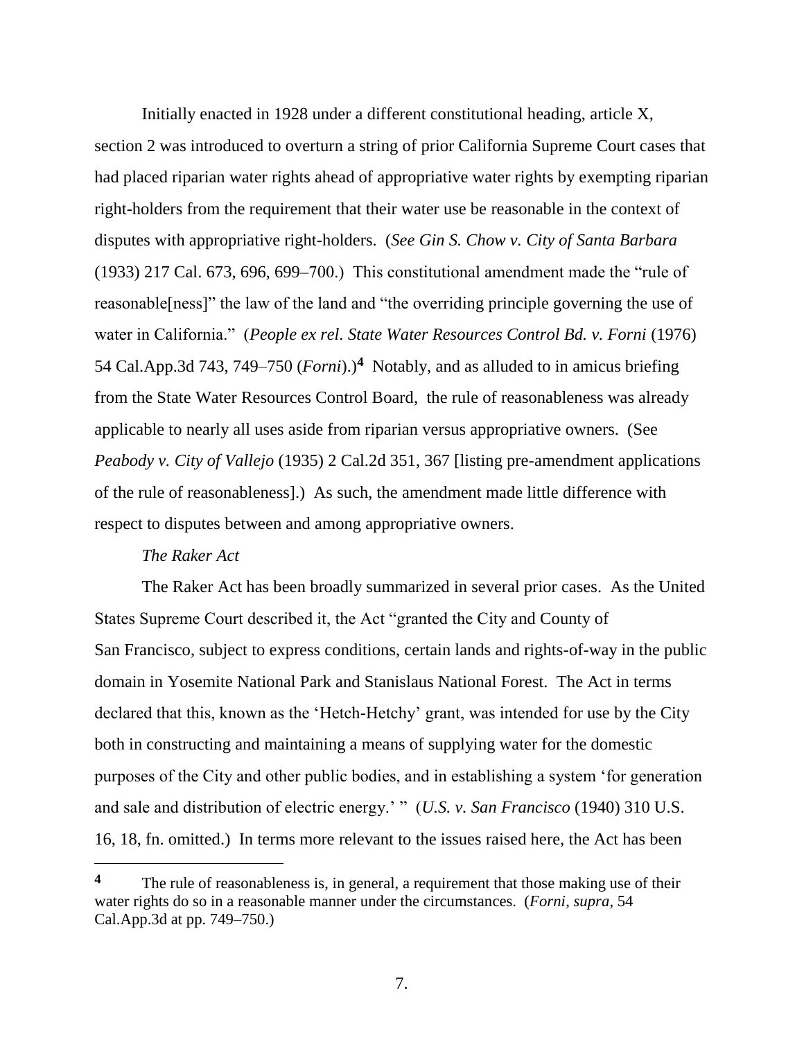Initially enacted in 1928 under a different constitutional heading, article X, section 2 was introduced to overturn a string of prior California Supreme Court cases that had placed riparian water rights ahead of appropriative water rights by exempting riparian right-holders from the requirement that their water use be reasonable in the context of disputes with appropriative right-holders. (*See Gin S. Chow v. City of Santa Barbara* (1933) 217 Cal. 673, 696, 699–700.) This constitutional amendment made the "rule of reasonable[ness]" the law of the land and "the overriding principle governing the use of water in California." (*People ex rel. State Water Resources Control Bd. v. Forni* (1976) 54 Cal.App.3d 743, 749–750 (*Forni*).)[4] Notably, and as alluded to in amicus briefing from the State Water Resources Control Board, the rule of reasonableness was already applicable to nearly all uses aside from riparian versus appropriative owners. (See *Peabody v. City of Vallejo* (1935) 2 Cal.2d 351, 367 [listing pre-amendment applications of the rule of reasonableness].) As such, the amendment made little difference with respect to disputes between and among appropriative owners.

*The Raker Act*

The Raker Act has been broadly summarized in several prior cases. As the United States Supreme Court described it, the Act "granted the City and County of San Francisco, subject to express conditions, certain lands and rights-of-way in the public domain in Yosemite National Park and Stanislaus National Forest. The Act in terms declared that this, known as the 'Hetch-Hetchy' grant, was intended for use by the City both in constructing and maintaining a means of supplying water for the domestic purposes of the City and other public bodies, and in establishing a system 'for generation and sale and distribution of electric energy.' " (*U.S. v. San Francisco* (1940) 310 U.S. 16, 18, fn. omitted.) In terms more relevant to the issues raised here, the Act has been

---

[4] The rule of reasonableness is, in general, a requirement that those making use of their water rights do so in a reasonable manner under the circumstances. (*Forni*, *supra*, 54 Cal.App.3d at pp. 749–750.)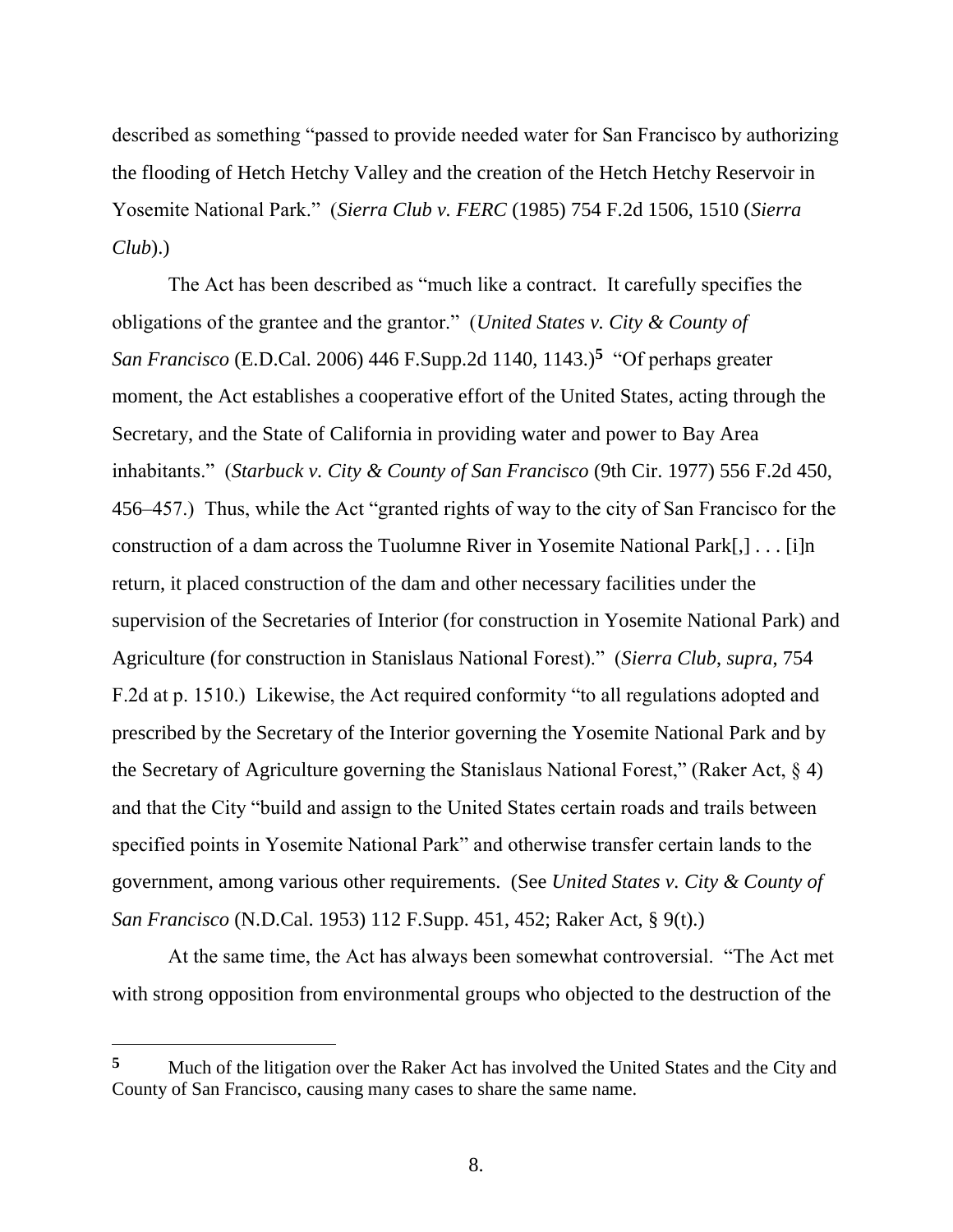described as something "passed to provide needed water for San Francisco by authorizing the flooding of Hetch Hetchy Valley and the creation of the Hetch Hetchy Reservoir in Yosemite National Park." (*Sierra Club v. FERC* (1985) 754 F.2d 1506, 1510 (*Sierra Club*).)

The Act has been described as "much like a contract. It carefully specifies the obligations of the grantee and the grantor." (*United States v. City & County of San Francisco* (E.D.Cal. 2006) 446 F.Supp.2d 1140, 1143.)[5] "Of perhaps greater moment, the Act establishes a cooperative effort of the United States, acting through the Secretary, and the State of California in providing water and power to Bay Area inhabitants." (*Starbuck v. City & County of San Francisco* (9th Cir. 1977) 556 F.2d 450, 456–457.) Thus, while the Act "granted rights of way to the city of San Francisco for the construction of a dam across the Tuolumne River in Yosemite National Park[,] . . . [i]n return, it placed construction of the dam and other necessary facilities under the supervision of the Secretaries of Interior (for construction in Yosemite National Park) and Agriculture (for construction in Stanislaus National Forest)." (*Sierra Club*, *supra*, 754 F.2d at p. 1510.) Likewise, the Act required conformity "to all regulations adopted and prescribed by the Secretary of the Interior governing the Yosemite National Park and by the Secretary of Agriculture governing the Stanislaus National Forest," (Raker Act, § 4) and that the City "build and assign to the United States certain roads and trails between specified points in Yosemite National Park" and otherwise transfer certain lands to the government, among various other requirements. (See *United States v. City & County of San Francisco* (N.D.Cal. 1953) 112 F.Supp. 451, 452; Raker Act, § 9(t).)

At the same time, the Act has always been somewhat controversial. "The Act met with strong opposition from environmental groups who objected to the destruction of the

---

[5] Much of the litigation over the Raker Act has involved the United States and the City and County of San Francisco, causing many cases to share the same name.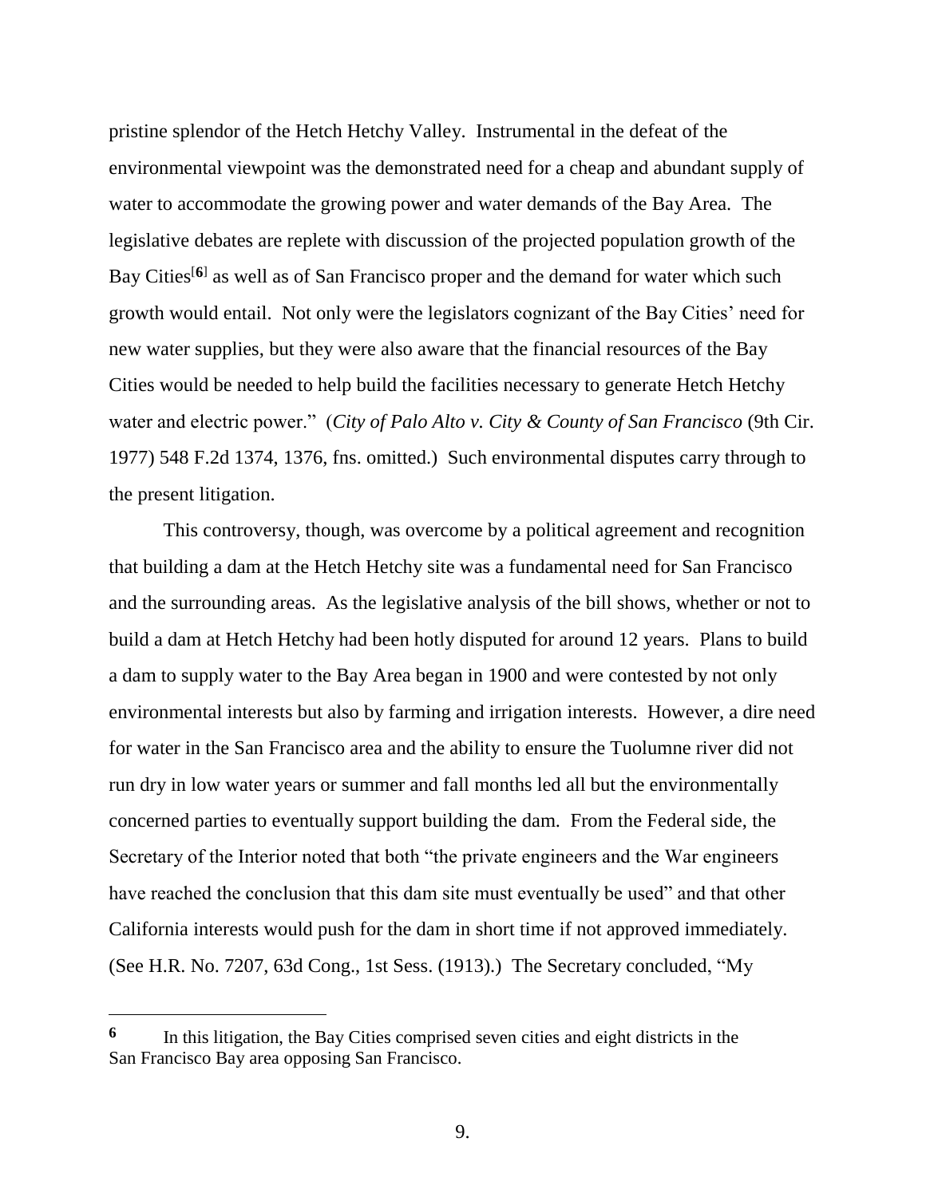pristine splendor of the Hetch Hetchy Valley. Instrumental in the defeat of the environmental viewpoint was the demonstrated need for a cheap and abundant supply of water to accommodate the growing power and water demands of the Bay Area. The legislative debates are replete with discussion of the projected population growth of the Bay Cities[6] as well as of San Francisco proper and the demand for water which such growth would entail. Not only were the legislators cognizant of the Bay Cities' need for new water supplies, but they were also aware that the financial resources of the Bay Cities would be needed to help build the facilities necessary to generate Hetch Hetchy water and electric power." (*City of Palo Alto v. City & County of San Francisco* (9th Cir. 1977) 548 F.2d 1374, 1376, fns. omitted.) Such environmental disputes carry through to the present litigation.

This controversy, though, was overcome by a political agreement and recognition that building a dam at the Hetch Hetchy site was a fundamental need for San Francisco and the surrounding areas. As the legislative analysis of the bill shows, whether or not to build a dam at Hetch Hetchy had been hotly disputed for around 12 years. Plans to build a dam to supply water to the Bay Area began in 1900 and were contested by not only environmental interests but also by farming and irrigation interests. However, a dire need for water in the San Francisco area and the ability to ensure the Tuolumne river did not run dry in low water years or summer and fall months led all but the environmentally concerned parties to eventually support building the dam. From the Federal side, the Secretary of the Interior noted that both "the private engineers and the War engineers have reached the conclusion that this dam site must eventually be used" and that other California interests would push for the dam in short time if not approved immediately. (See H.R. No. 7207, 63d Cong., 1st Sess. (1913).) The Secretary concluded, "My

---

**6** In this litigation, the Bay Cities comprised seven cities and eight districts in the San Francisco Bay area opposing San Francisco.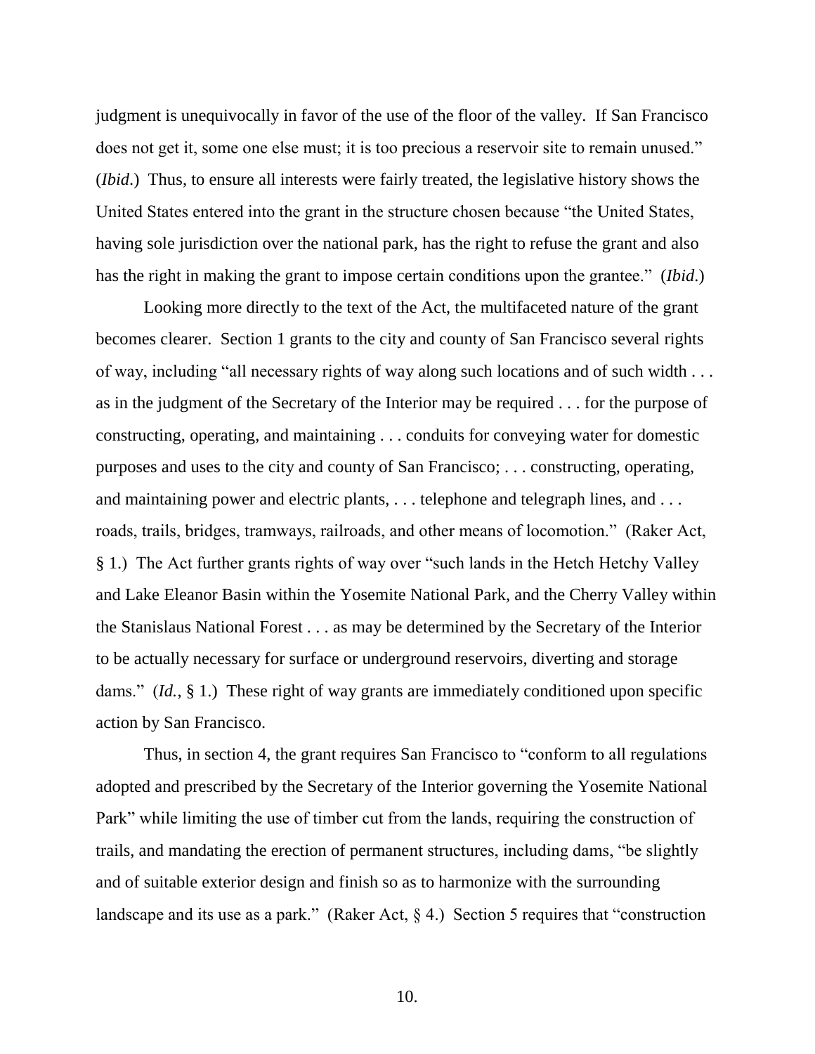judgment is unequivocally in favor of the use of the floor of the valley. If San Francisco does not get it, some one else must; it is too precious a reservoir site to remain unused." (*Ibid*.) Thus, to ensure all interests were fairly treated, the legislative history shows the United States entered into the grant in the structure chosen because "the United States, having sole jurisdiction over the national park, has the right to refuse the grant and also has the right in making the grant to impose certain conditions upon the grantee." (*Ibid*.)

Looking more directly to the text of the Act, the multifaceted nature of the grant becomes clearer. Section 1 grants to the city and county of San Francisco several rights of way, including "all necessary rights of way along such locations and of such width . . . as in the judgment of the Secretary of the Interior may be required . . . for the purpose of constructing, operating, and maintaining . . . conduits for conveying water for domestic purposes and uses to the city and county of San Francisco; . . . constructing, operating, and maintaining power and electric plants, . . . telephone and telegraph lines, and . . . roads, trails, bridges, tramways, railroads, and other means of locomotion." (Raker Act, § 1.) The Act further grants rights of way over "such lands in the Hetch Hetchy Valley and Lake Eleanor Basin within the Yosemite National Park, and the Cherry Valley within the Stanislaus National Forest . . . as may be determined by the Secretary of the Interior to be actually necessary for surface or underground reservoirs, diverting and storage dams." (*Id.*, § 1.) These right of way grants are immediately conditioned upon specific action by San Francisco.

Thus, in section 4, the grant requires San Francisco to "conform to all regulations adopted and prescribed by the Secretary of the Interior governing the Yosemite National Park" while limiting the use of timber cut from the lands, requiring the construction of trails, and mandating the erection of permanent structures, including dams, "be slightly and of suitable exterior design and finish so as to harmonize with the surrounding landscape and its use as a park." (Raker Act, § 4.) Section 5 requires that "construction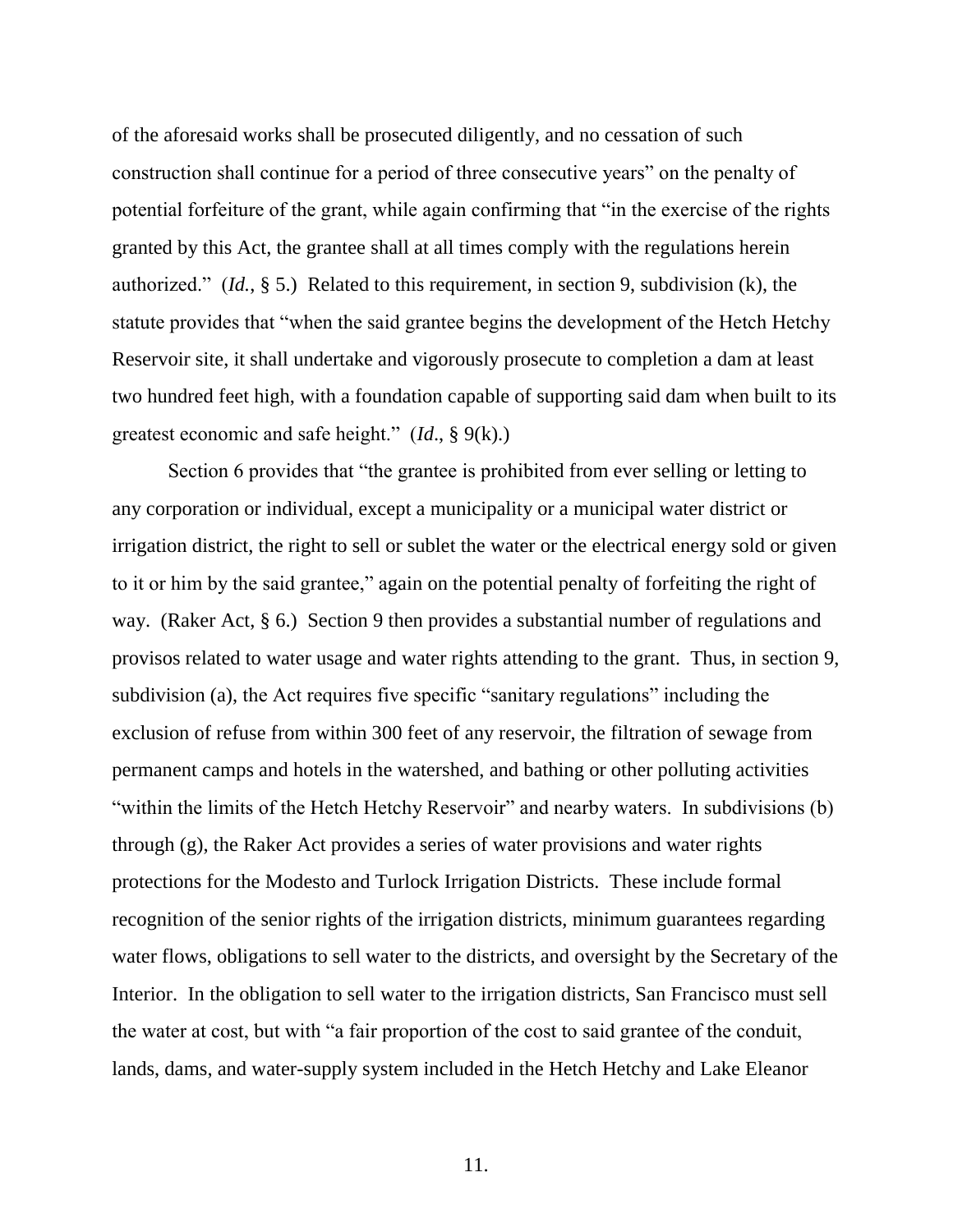of the aforesaid works shall be prosecuted diligently, and no cessation of such construction shall continue for a period of three consecutive years" on the penalty of potential forfeiture of the grant, while again confirming that "in the exercise of the rights granted by this Act, the grantee shall at all times comply with the regulations herein authorized." (*Id.*, § 5.) Related to this requirement, in section 9, subdivision (k), the statute provides that "when the said grantee begins the development of the Hetch Hetchy Reservoir site, it shall undertake and vigorously prosecute to completion a dam at least two hundred feet high, with a foundation capable of supporting said dam when built to its greatest economic and safe height." (*Id*., § 9(k).)

Section 6 provides that "the grantee is prohibited from ever selling or letting to any corporation or individual, except a municipality or a municipal water district or irrigation district, the right to sell or sublet the water or the electrical energy sold or given to it or him by the said grantee," again on the potential penalty of forfeiting the right of way. (Raker Act, § 6.) Section 9 then provides a substantial number of regulations and provisos related to water usage and water rights attending to the grant. Thus, in section 9, subdivision (a), the Act requires five specific "sanitary regulations" including the exclusion of refuse from within 300 feet of any reservoir, the filtration of sewage from permanent camps and hotels in the watershed, and bathing or other polluting activities "within the limits of the Hetch Hetchy Reservoir" and nearby waters. In subdivisions (b) through (g), the Raker Act provides a series of water provisions and water rights protections for the Modesto and Turlock Irrigation Districts. These include formal recognition of the senior rights of the irrigation districts, minimum guarantees regarding water flows, obligations to sell water to the districts, and oversight by the Secretary of the Interior. In the obligation to sell water to the irrigation districts, San Francisco must sell the water at cost, but with "a fair proportion of the cost to said grantee of the conduit, lands, dams, and water-supply system included in the Hetch Hetchy and Lake Eleanor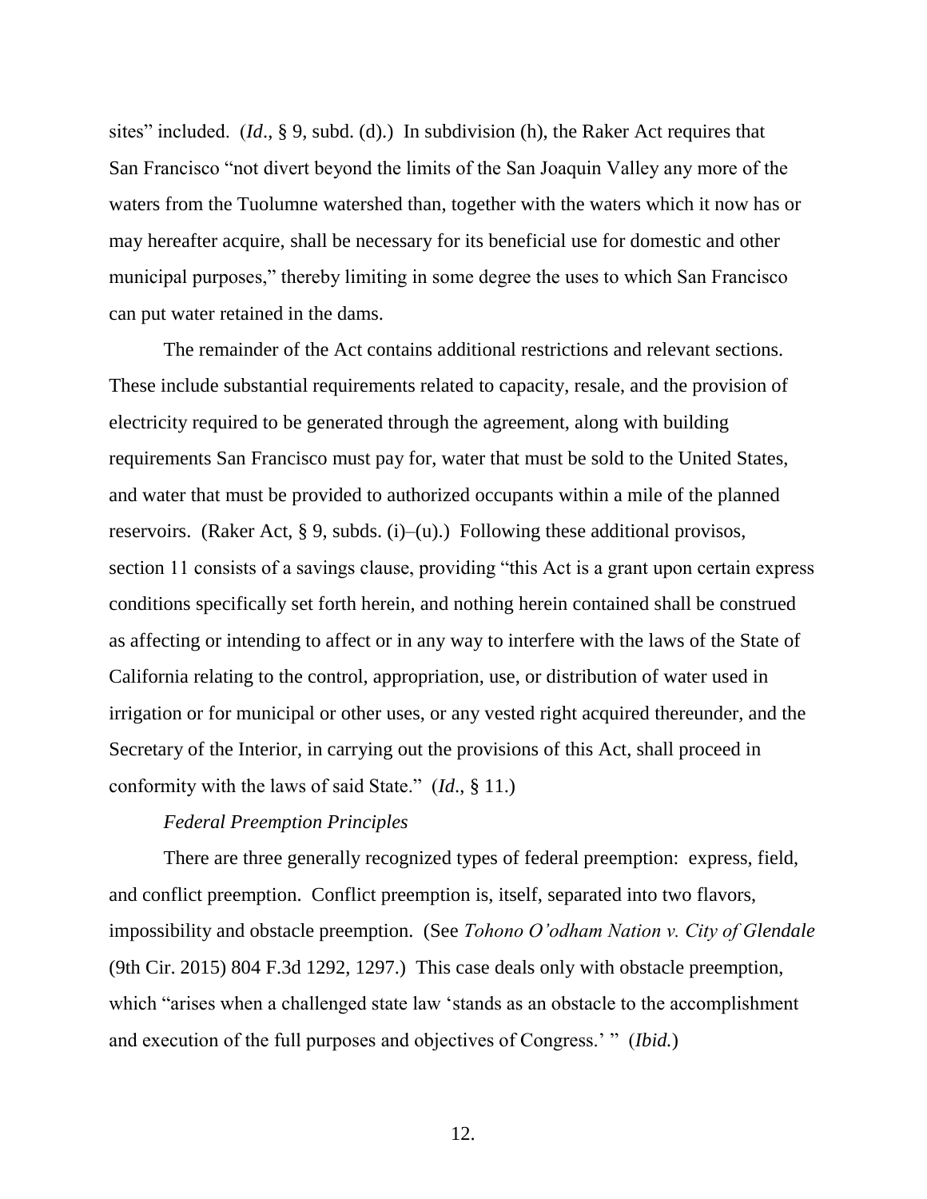sites" included. (*Id*., § 9, subd. (d).) In subdivision (h), the Raker Act requires that San Francisco "not divert beyond the limits of the San Joaquin Valley any more of the waters from the Tuolumne watershed than, together with the waters which it now has or may hereafter acquire, shall be necessary for its beneficial use for domestic and other municipal purposes," thereby limiting in some degree the uses to which San Francisco can put water retained in the dams.

The remainder of the Act contains additional restrictions and relevant sections. These include substantial requirements related to capacity, resale, and the provision of electricity required to be generated through the agreement, along with building requirements San Francisco must pay for, water that must be sold to the United States, and water that must be provided to authorized occupants within a mile of the planned reservoirs. (Raker Act, § 9, subds. (i)–(u).) Following these additional provisos, section 11 consists of a savings clause, providing "this Act is a grant upon certain express conditions specifically set forth herein, and nothing herein contained shall be construed as affecting or intending to affect or in any way to interfere with the laws of the State of California relating to the control, appropriation, use, or distribution of water used in irrigation or for municipal or other uses, or any vested right acquired thereunder, and the Secretary of the Interior, in carrying out the provisions of this Act, shall proceed in conformity with the laws of said State." (*Id*., § 11.)

*Federal Preemption Principles*

There are three generally recognized types of federal preemption: express, field, and conflict preemption. Conflict preemption is, itself, separated into two flavors, impossibility and obstacle preemption. (See *Tohono O'odham Nation v. City of Glendale* (9th Cir. 2015) 804 F.3d 1292, 1297.) This case deals only with obstacle preemption, which "arises when a challenged state law 'stands as an obstacle to the accomplishment and execution of the full purposes and objectives of Congress.' " (*Ibid.*)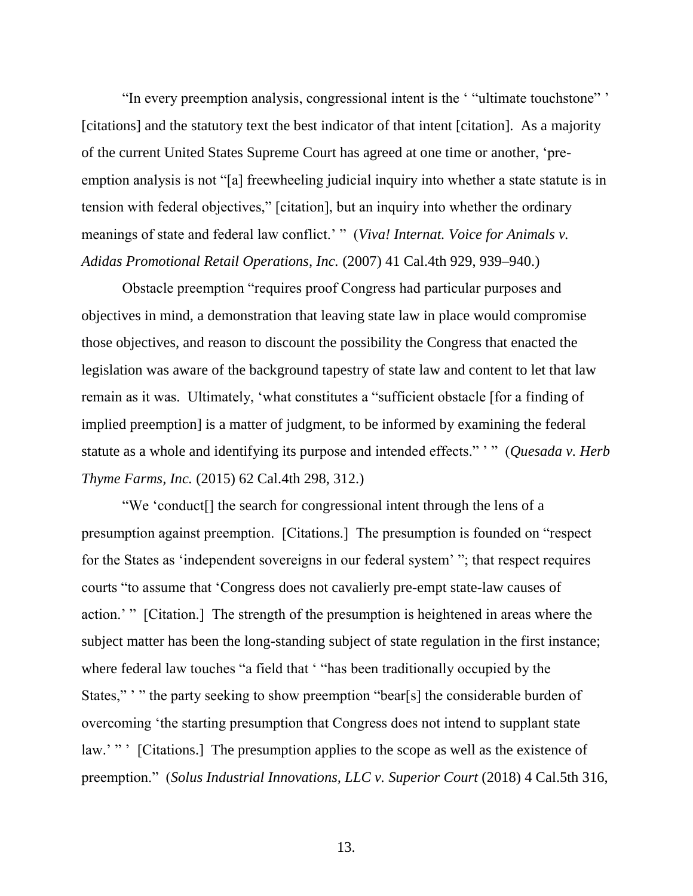"In every preemption analysis, congressional intent is the ' "ultimate touchstone" ' [citations] and the statutory text the best indicator of that intent [citation]. As a majority of the current United States Supreme Court has agreed at one time or another, 'pre-emption analysis is not "[a] freewheeling judicial inquiry into whether a state statute is in tension with federal objectives," [citation], but an inquiry into whether the ordinary meanings of state and federal law conflict.' " (*Viva! Internat. Voice for Animals v. Adidas Promotional Retail Operations, Inc.* (2007) 41 Cal.4th 929, 939–940.)

Obstacle preemption "requires proof Congress had particular purposes and objectives in mind, a demonstration that leaving state law in place would compromise those objectives, and reason to discount the possibility the Congress that enacted the legislation was aware of the background tapestry of state law and content to let that law remain as it was. Ultimately, 'what constitutes a "sufficient obstacle [for a finding of implied preemption] is a matter of judgment, to be informed by examining the federal statute as a whole and identifying its purpose and intended effects." ' " (*Quesada v. Herb Thyme Farms, Inc.* (2015) 62 Cal.4th 298, 312.)

"We 'conduct[] the search for congressional intent through the lens of a presumption against preemption. [Citations.] The presumption is founded on "respect for the States as 'independent sovereigns in our federal system' "; that respect requires courts "to assume that 'Congress does not cavalierly pre-empt state-law causes of action.' " [Citation.] The strength of the presumption is heightened in areas where the subject matter has been the long-standing subject of state regulation in the first instance; where federal law touches "a field that ' "has been traditionally occupied by the States," ' " the party seeking to show preemption "bear[s] the considerable burden of overcoming 'the starting presumption that Congress does not intend to supplant state law.' " ' [Citations.] The presumption applies to the scope as well as the existence of preemption." (*Solus Industrial Innovations, LLC v. Superior Court* (2018) 4 Cal.5th 316,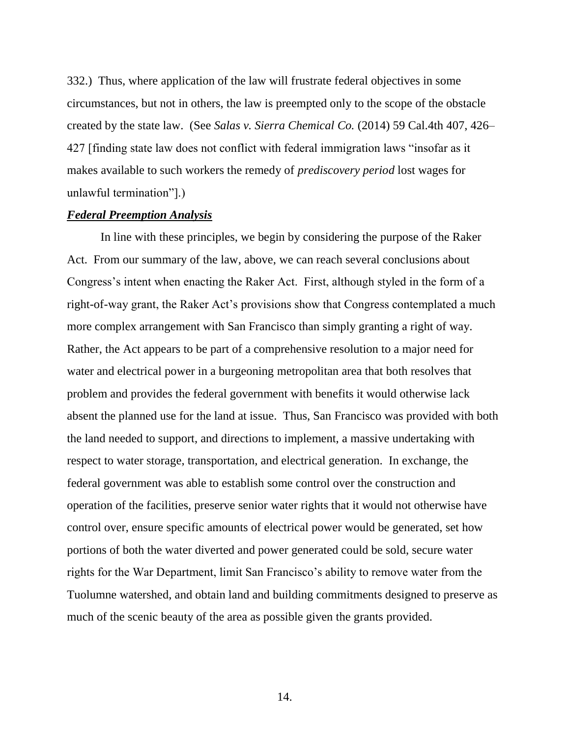332.) Thus, where application of the law will frustrate federal objectives in some circumstances, but not in others, the law is preempted only to the scope of the obstacle created by the state law. (See *Salas v. Sierra Chemical Co.* (2014) 59 Cal.4th 407, 426–427 [finding state law does not conflict with federal immigration laws "insofar as it makes available to such workers the remedy of *prediscovery period* lost wages for unlawful termination"].)

***Federal Preemption Analysis***

In line with these principles, we begin by considering the purpose of the Raker Act. From our summary of the law, above, we can reach several conclusions about Congress's intent when enacting the Raker Act. First, although styled in the form of a right-of-way grant, the Raker Act's provisions show that Congress contemplated a much more complex arrangement with San Francisco than simply granting a right of way. Rather, the Act appears to be part of a comprehensive resolution to a major need for water and electrical power in a burgeoning metropolitan area that both resolves that problem and provides the federal government with benefits it would otherwise lack absent the planned use for the land at issue. Thus, San Francisco was provided with both the land needed to support, and directions to implement, a massive undertaking with respect to water storage, transportation, and electrical generation. In exchange, the federal government was able to establish some control over the construction and operation of the facilities, preserve senior water rights that it would not otherwise have control over, ensure specific amounts of electrical power would be generated, set how portions of both the water diverted and power generated could be sold, secure water rights for the War Department, limit San Francisco's ability to remove water from the Tuolumne watershed, and obtain land and building commitments designed to preserve as much of the scenic beauty of the area as possible given the grants provided.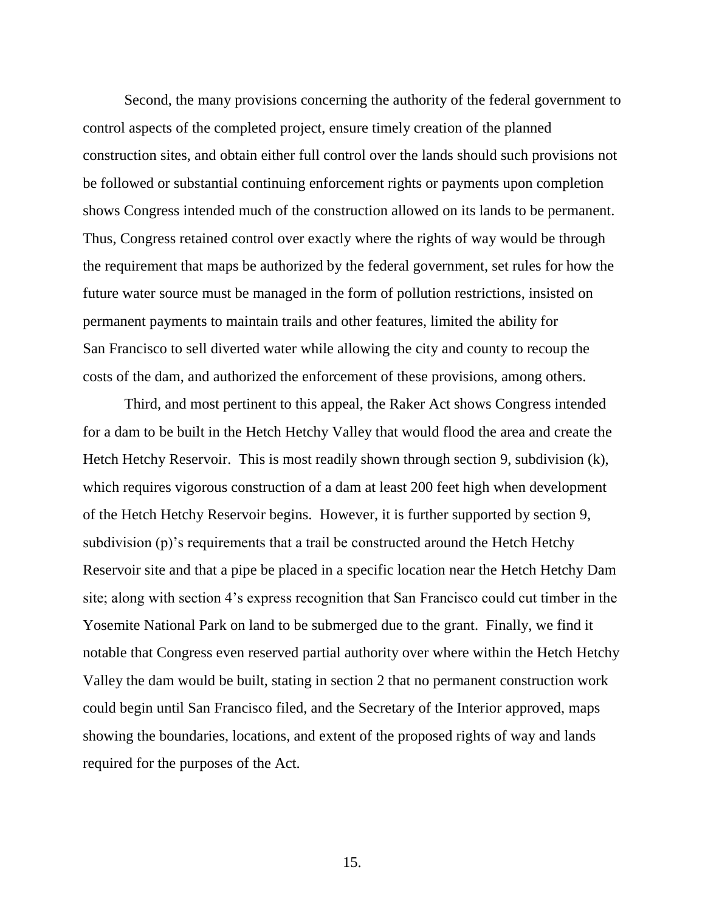Second, the many provisions concerning the authority of the federal government to control aspects of the completed project, ensure timely creation of the planned construction sites, and obtain either full control over the lands should such provisions not be followed or substantial continuing enforcement rights or payments upon completion shows Congress intended much of the construction allowed on its lands to be permanent. Thus, Congress retained control over exactly where the rights of way would be through the requirement that maps be authorized by the federal government, set rules for how the future water source must be managed in the form of pollution restrictions, insisted on permanent payments to maintain trails and other features, limited the ability for San Francisco to sell diverted water while allowing the city and county to recoup the costs of the dam, and authorized the enforcement of these provisions, among others.

Third, and most pertinent to this appeal, the Raker Act shows Congress intended for a dam to be built in the Hetch Hetchy Valley that would flood the area and create the Hetch Hetchy Reservoir. This is most readily shown through section 9, subdivision (k), which requires vigorous construction of a dam at least 200 feet high when development of the Hetch Hetchy Reservoir begins. However, it is further supported by section 9, subdivision (p)'s requirements that a trail be constructed around the Hetch Hetchy Reservoir site and that a pipe be placed in a specific location near the Hetch Hetchy Dam site; along with section 4's express recognition that San Francisco could cut timber in the Yosemite National Park on land to be submerged due to the grant. Finally, we find it notable that Congress even reserved partial authority over where within the Hetch Hetchy Valley the dam would be built, stating in section 2 that no permanent construction work could begin until San Francisco filed, and the Secretary of the Interior approved, maps showing the boundaries, locations, and extent of the proposed rights of way and lands required for the purposes of the Act.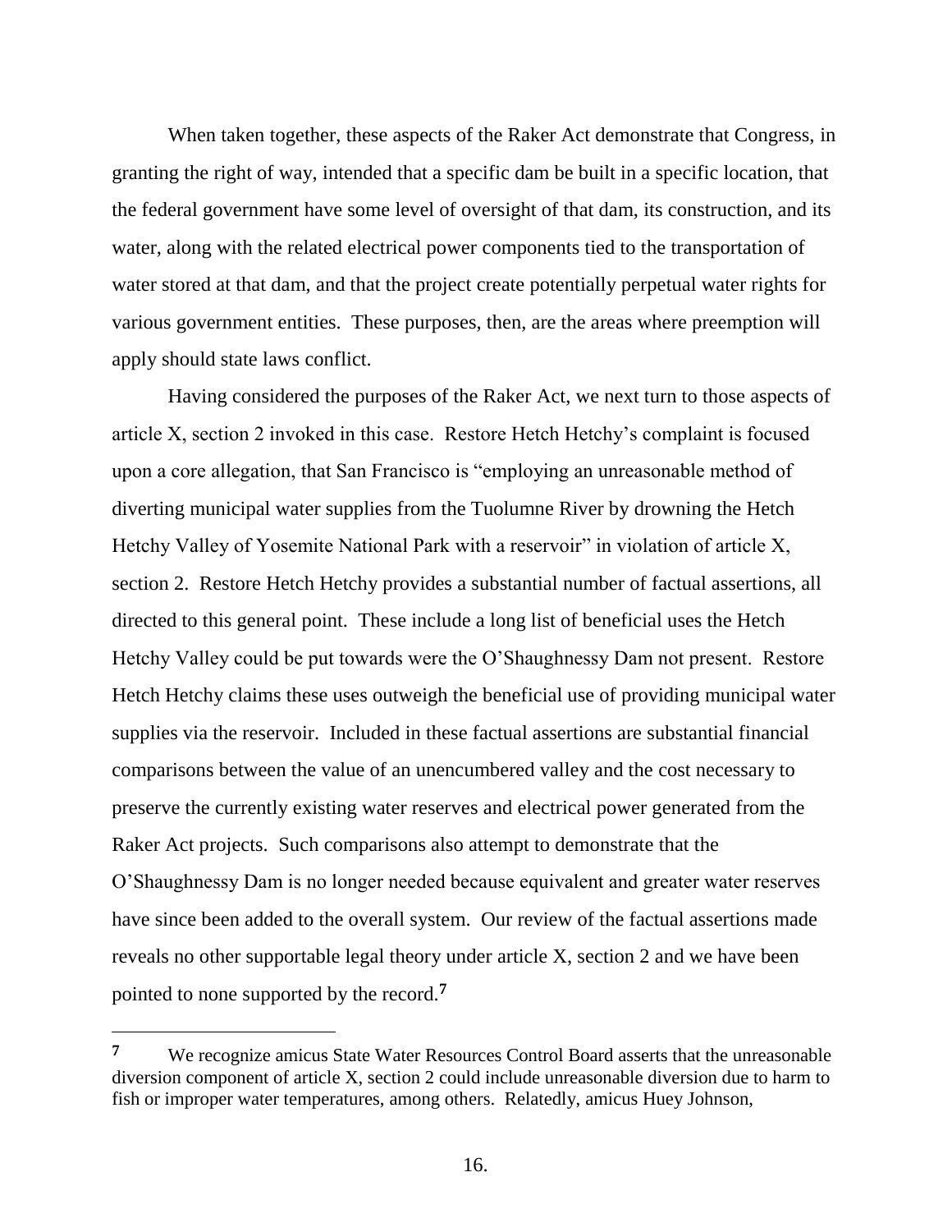When taken together, these aspects of the Raker Act demonstrate that Congress, in granting the right of way, intended that a specific dam be built in a specific location, that the federal government have some level of oversight of that dam, its construction, and its water, along with the related electrical power components tied to the transportation of water stored at that dam, and that the project create potentially perpetual water rights for various government entities. These purposes, then, are the areas where preemption will apply should state laws conflict.

Having considered the purposes of the Raker Act, we next turn to those aspects of article X, section 2 invoked in this case. Restore Hetch Hetchy's complaint is focused upon a core allegation, that San Francisco is "employing an unreasonable method of diverting municipal water supplies from the Tuolumne River by drowning the Hetch Hetchy Valley of Yosemite National Park with a reservoir" in violation of article X, section 2. Restore Hetch Hetchy provides a substantial number of factual assertions, all directed to this general point. These include a long list of beneficial uses the Hetch Hetchy Valley could be put towards were the O'Shaughnessy Dam not present. Restore Hetch Hetchy claims these uses outweigh the beneficial use of providing municipal water supplies via the reservoir. Included in these factual assertions are substantial financial comparisons between the value of an unencumbered valley and the cost necessary to preserve the currently existing water reserves and electrical power generated from the Raker Act projects. Such comparisons also attempt to demonstrate that the O'Shaughnessy Dam is no longer needed because equivalent and greater water reserves have since been added to the overall system. Our review of the factual assertions made reveals no other supportable legal theory under article X, section 2 and we have been pointed to none supported by the record.[7]

---

[7] We recognize amicus State Water Resources Control Board asserts that the unreasonable diversion component of article X, section 2 could include unreasonable diversion due to harm to fish or improper water temperatures, among others. Relatedly, amicus Huey Johnson,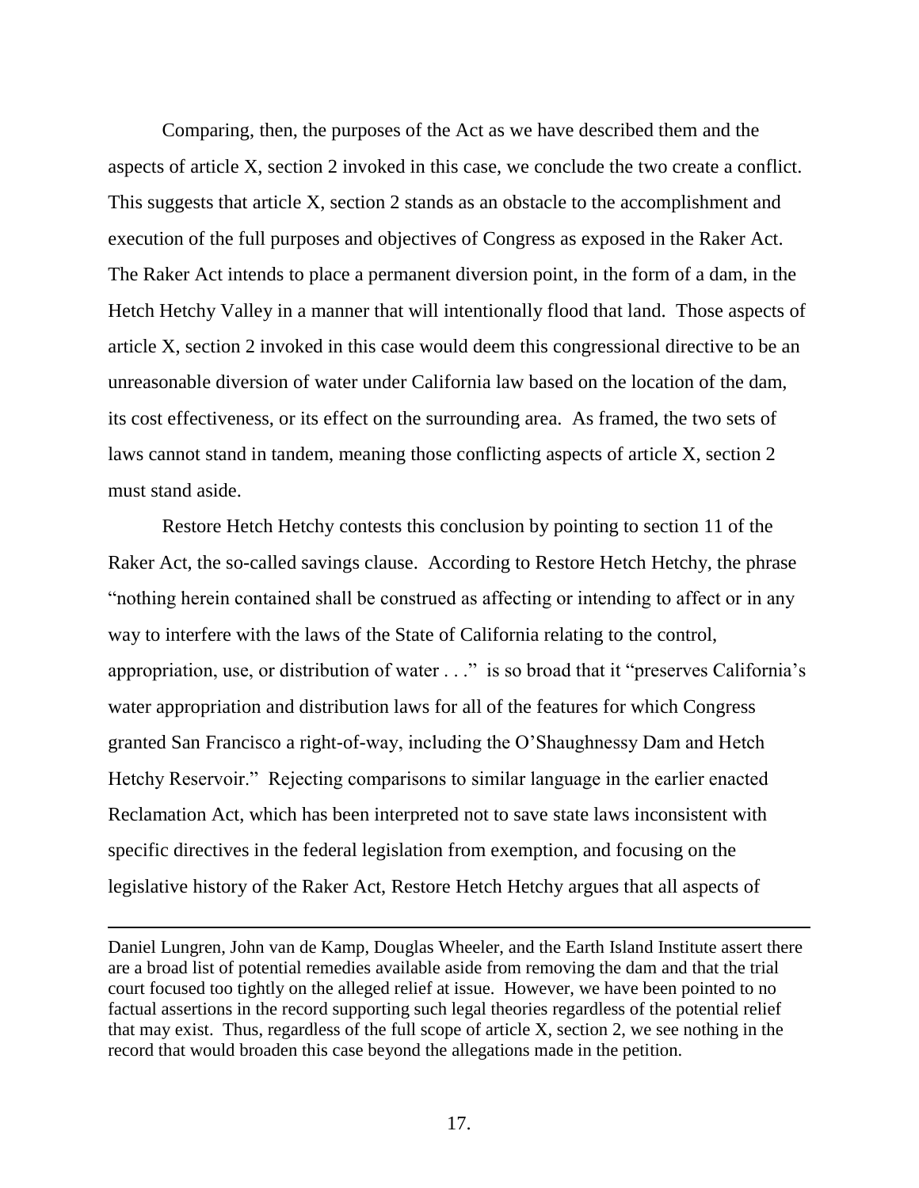Comparing, then, the purposes of the Act as we have described them and the aspects of article X, section 2 invoked in this case, we conclude the two create a conflict. This suggests that article X, section 2 stands as an obstacle to the accomplishment and execution of the full purposes and objectives of Congress as exposed in the Raker Act. The Raker Act intends to place a permanent diversion point, in the form of a dam, in the Hetch Hetchy Valley in a manner that will intentionally flood that land. Those aspects of article X, section 2 invoked in this case would deem this congressional directive to be an unreasonable diversion of water under California law based on the location of the dam, its cost effectiveness, or its effect on the surrounding area. As framed, the two sets of laws cannot stand in tandem, meaning those conflicting aspects of article X, section 2 must stand aside.

Restore Hetch Hetchy contests this conclusion by pointing to section 11 of the Raker Act, the so-called savings clause. According to Restore Hetch Hetchy, the phrase "nothing herein contained shall be construed as affecting or intending to affect or in any way to interfere with the laws of the State of California relating to the control, appropriation, use, or distribution of water . . ." is so broad that it "preserves California's water appropriation and distribution laws for all of the features for which Congress granted San Francisco a right-of-way, including the O'Shaughnessy Dam and Hetch Hetchy Reservoir." Rejecting comparisons to similar language in the earlier enacted Reclamation Act, which has been interpreted not to save state laws inconsistent with specific directives in the federal legislation from exemption, and focusing on the legislative history of the Raker Act, Restore Hetch Hetchy argues that all aspects of

---

Daniel Lungren, John van de Kamp, Douglas Wheeler, and the Earth Island Institute assert there are a broad list of potential remedies available aside from removing the dam and that the trial court focused too tightly on the alleged relief at issue. However, we have been pointed to no factual assertions in the record supporting such legal theories regardless of the potential relief that may exist. Thus, regardless of the full scope of article X, section 2, we see nothing in the record that would broaden this case beyond the allegations made in the petition.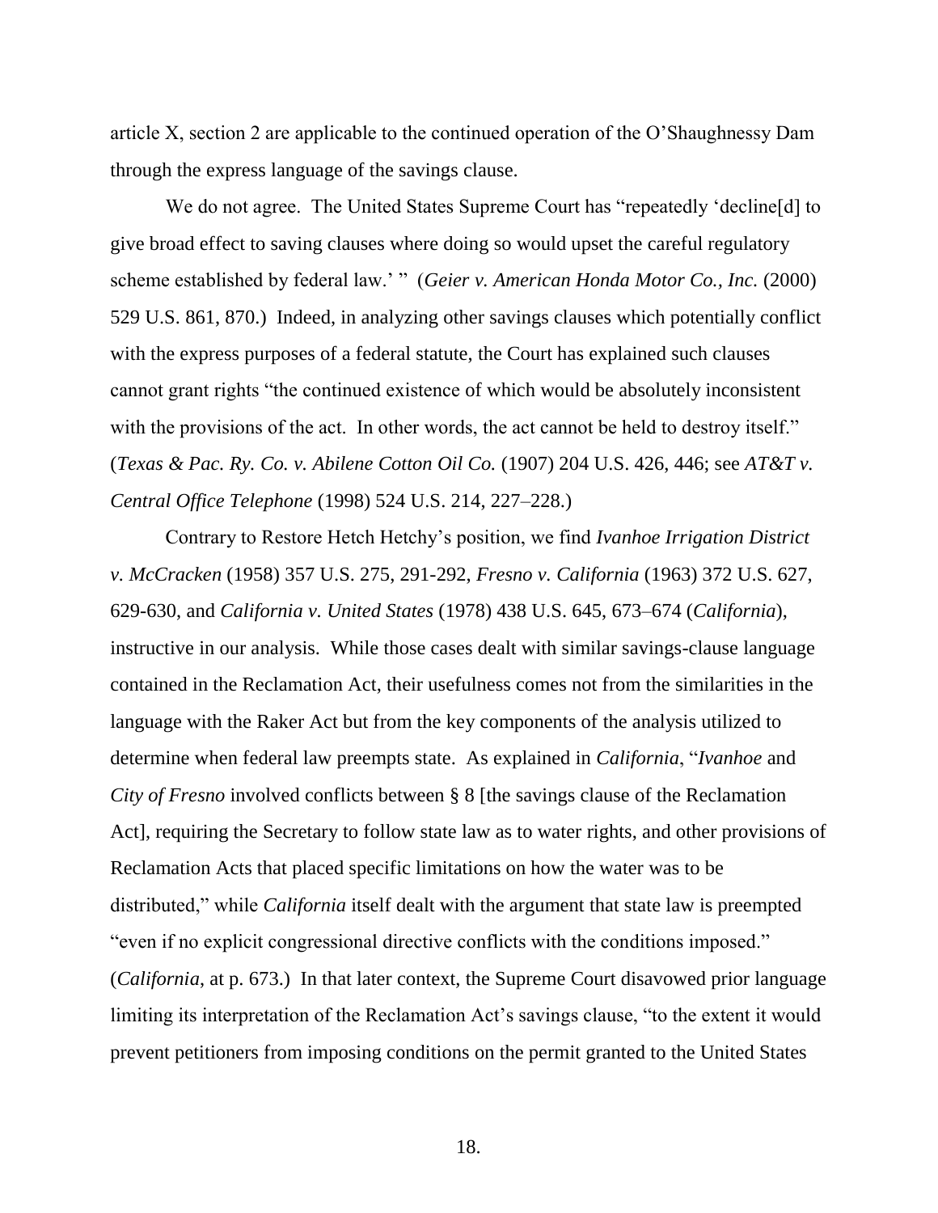article X, section 2 are applicable to the continued operation of the O'Shaughnessy Dam through the express language of the savings clause.

We do not agree. The United States Supreme Court has "repeatedly 'decline[d] to give broad effect to saving clauses where doing so would upset the careful regulatory scheme established by federal law.' " (*Geier v. American Honda Motor Co., Inc.* (2000) 529 U.S. 861, 870.) Indeed, in analyzing other savings clauses which potentially conflict with the express purposes of a federal statute, the Court has explained such clauses cannot grant rights "the continued existence of which would be absolutely inconsistent with the provisions of the act. In other words, the act cannot be held to destroy itself." (*Texas & Pac. Ry. Co. v. Abilene Cotton Oil Co.* (1907) 204 U.S. 426, 446; see *AT&T v. Central Office Telephone* (1998) 524 U.S. 214, 227–228.)

Contrary to Restore Hetch Hetchy's position, we find *Ivanhoe Irrigation District v. McCracken* (1958) 357 U.S. 275, 291-292, *Fresno v. California* (1963) 372 U.S. 627, 629-630, and *California v. United States* (1978) 438 U.S. 645, 673–674 (*California*), instructive in our analysis. While those cases dealt with similar savings-clause language contained in the Reclamation Act, their usefulness comes not from the similarities in the language with the Raker Act but from the key components of the analysis utilized to determine when federal law preempts state. As explained in *California*, "*Ivanhoe* and *City of Fresno* involved conflicts between § 8 [the savings clause of the Reclamation Act], requiring the Secretary to follow state law as to water rights, and other provisions of Reclamation Acts that placed specific limitations on how the water was to be distributed," while *California* itself dealt with the argument that state law is preempted "even if no explicit congressional directive conflicts with the conditions imposed." (*California*, at p. 673.) In that later context, the Supreme Court disavowed prior language limiting its interpretation of the Reclamation Act's savings clause, "to the extent it would prevent petitioners from imposing conditions on the permit granted to the United States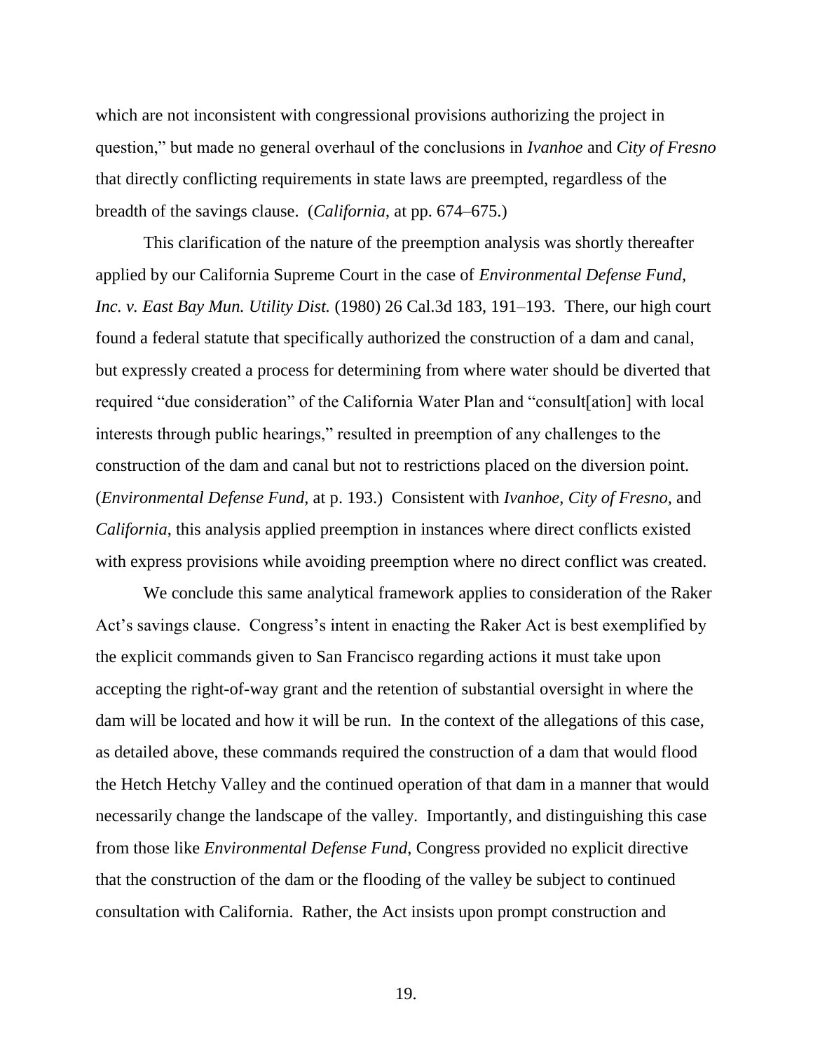which are not inconsistent with congressional provisions authorizing the project in question," but made no general overhaul of the conclusions in *Ivanhoe* and *City of Fresno* that directly conflicting requirements in state laws are preempted, regardless of the breadth of the savings clause. (*California*, at pp. 674–675.)

This clarification of the nature of the preemption analysis was shortly thereafter applied by our California Supreme Court in the case of *Environmental Defense Fund, Inc. v. East Bay Mun. Utility Dist.* (1980) 26 Cal.3d 183, 191–193. There, our high court found a federal statute that specifically authorized the construction of a dam and canal, but expressly created a process for determining from where water should be diverted that required "due consideration" of the California Water Plan and "consult[ation] with local interests through public hearings," resulted in preemption of any challenges to the construction of the dam and canal but not to restrictions placed on the diversion point. (*Environmental Defense Fund*, at p. 193.) Consistent with *Ivanhoe*, *City of Fresno*, and *California*, this analysis applied preemption in instances where direct conflicts existed with express provisions while avoiding preemption where no direct conflict was created.

We conclude this same analytical framework applies to consideration of the Raker Act's savings clause. Congress's intent in enacting the Raker Act is best exemplified by the explicit commands given to San Francisco regarding actions it must take upon accepting the right-of-way grant and the retention of substantial oversight in where the dam will be located and how it will be run. In the context of the allegations of this case, as detailed above, these commands required the construction of a dam that would flood the Hetch Hetchy Valley and the continued operation of that dam in a manner that would necessarily change the landscape of the valley. Importantly, and distinguishing this case from those like *Environmental Defense Fund*, Congress provided no explicit directive that the construction of the dam or the flooding of the valley be subject to continued consultation with California. Rather, the Act insists upon prompt construction and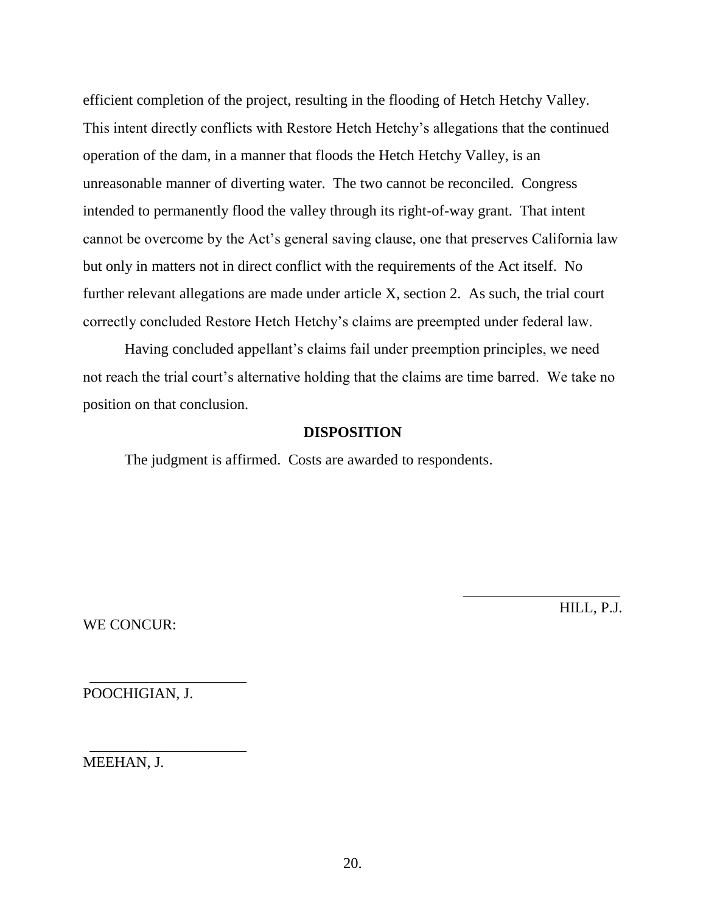efficient completion of the project, resulting in the flooding of Hetch Hetchy Valley. This intent directly conflicts with Restore Hetch Hetchy's allegations that the continued operation of the dam, in a manner that floods the Hetch Hetchy Valley, is an unreasonable manner of diverting water. The two cannot be reconciled. Congress intended to permanently flood the valley through its right-of-way grant. That intent cannot be overcome by the Act's general saving clause, one that preserves California law but only in matters not in direct conflict with the requirements of the Act itself. No further relevant allegations are made under article X, section 2. As such, the trial court correctly concluded Restore Hetch Hetchy's claims are preempted under federal law.

Having concluded appellant's claims fail under preemption principles, we need not reach the trial court's alternative holding that the claims are time barred. We take no position on that conclusion.

**DISPOSITION**

The judgment is affirmed. Costs are awarded to respondents.

_____________________
HILL, P.J.

WE CONCUR:

_____________________
POOCHIGIAN, J.

_____________________
MEEHAN, J.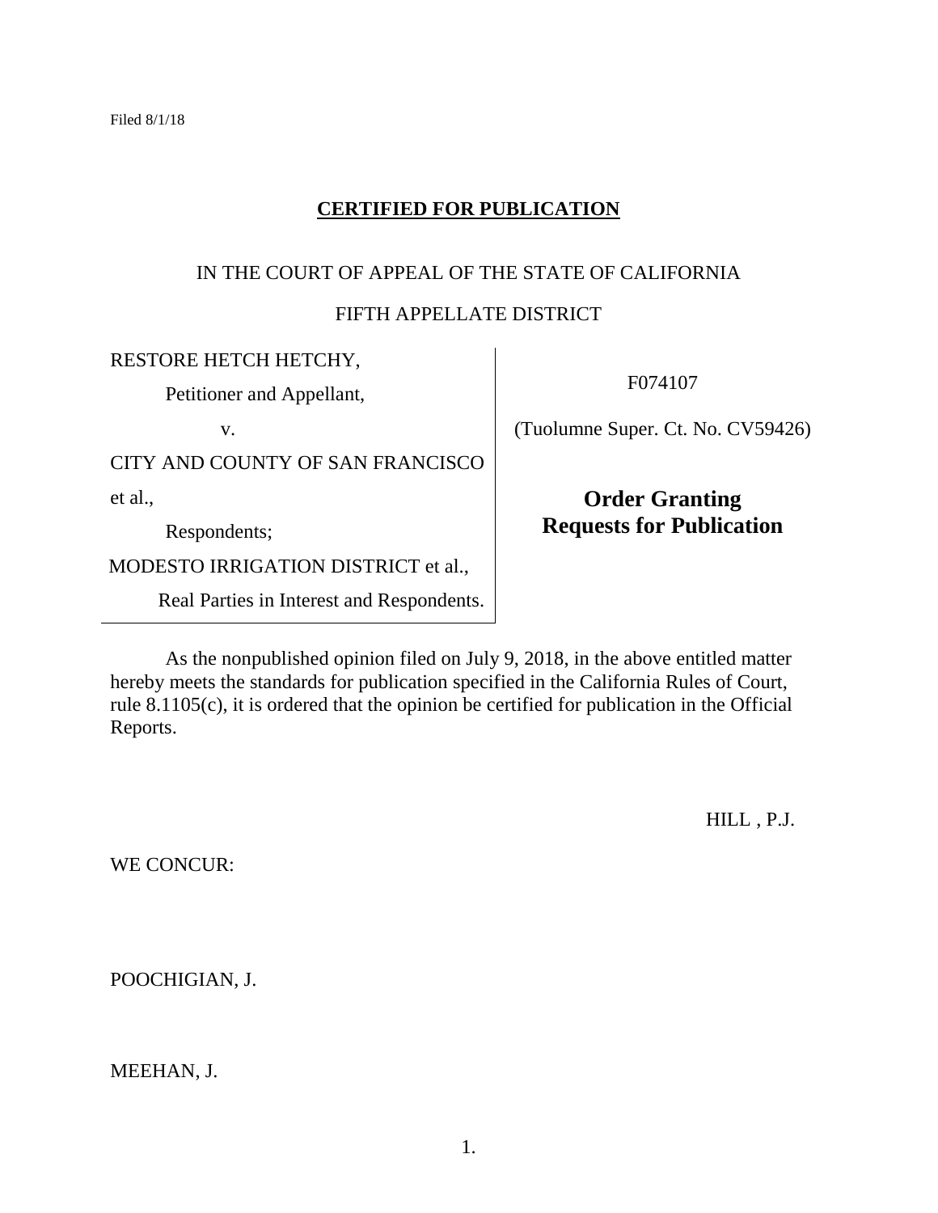Filed 8/1/18

**CERTIFIED FOR PUBLICATION**

IN THE COURT OF APPEAL OF THE STATE OF CALIFORNIA

FIFTH APPELLATE DISTRICT

| | |
|---|---|
| RESTORE HETCH HETCHY,<br>Petitioner and Appellant,<br>v.<br>CITY AND COUNTY OF SAN FRANCISCO et al.,<br>Respondents;<br>MODESTO IRRIGATION DISTRICT et al.,<br>Real Parties in Interest and Respondents. | F074107<br>(Tuolumne Super. Ct. No. CV59426)<br>**Order Granting Requests for Publication** |

As the nonpublished opinion filed on July 9, 2018, in the above entitled matter hereby meets the standards for publication specified in the California Rules of Court, rule 8.1105(c), it is ordered that the opinion be certified for publication in the Official Reports.

HILL , P.J.

WE CONCUR:

POOCHIGIAN, J.

MEEHAN, J.